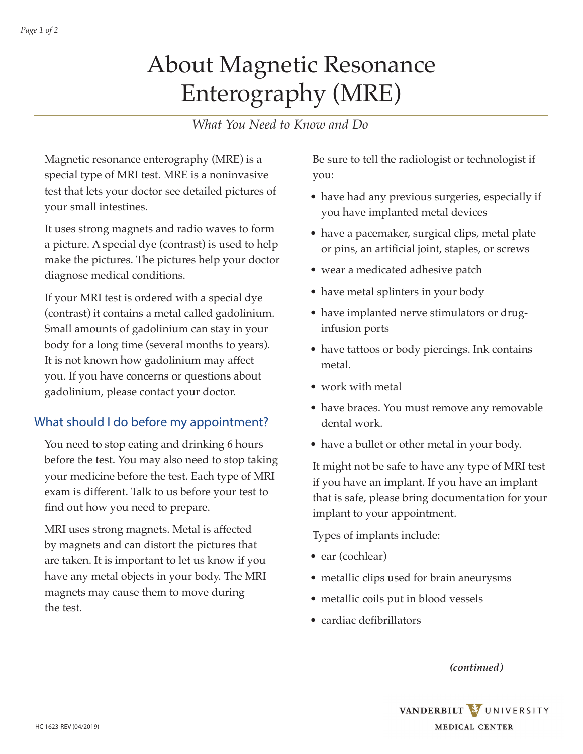# About Magnetic Resonance Enterography (MRE)

*What You Need to Know and Do*

Magnetic resonance enterography (MRE) is a special type of MRI test. MRE is a noninvasive test that lets your doctor see detailed pictures of your small intestines.

It uses strong magnets and radio waves to form a picture. A special dye (contrast) is used to help make the pictures. The pictures help your doctor diagnose medical conditions.

If your MRI test is ordered with a special dye (contrast) it contains a metal called gadolinium. Small amounts of gadolinium can stay in your body for a long time (several months to years). It is not known how gadolinium may affect you. If you have concerns or questions about gadolinium, please contact your doctor.

## What should I do before my appointment?

You need to stop eating and drinking 6 hours before the test. You may also need to stop taking your medicine before the test. Each type of MRI exam is different. Talk to us before your test to find out how you need to prepare.

MRI uses strong magnets. Metal is affected by magnets and can distort the pictures that are taken. It is important to let us know if you have any metal objects in your body. The MRI magnets may cause them to move during the test.

Be sure to tell the radiologist or technologist if you:

- have had any previous surgeries, especially if you have implanted metal devices
- have a pacemaker, surgical clips, metal plate or pins, an artificial joint, staples, or screws
- wear a medicated adhesive patch
- have metal splinters in your body
- have implanted nerve stimulators or drug-infusion ports
- have tattoos or body piercings. Ink contains metal.
- work with metal
- have braces. You must remove any removable dental work.
- have a bullet or other metal in your body.

It might not be safe to have any type of MRI test if you have an implant. If you have an implant that is safe, please bring documentation for your implant to your appointment.

Types of implants include:

- ear (cochlear)
- metallic clips used for brain aneurysms
- metallic coils put in blood vessels
- cardiac defibrillators

***(continued)***

HC 1623-REV (04/2019)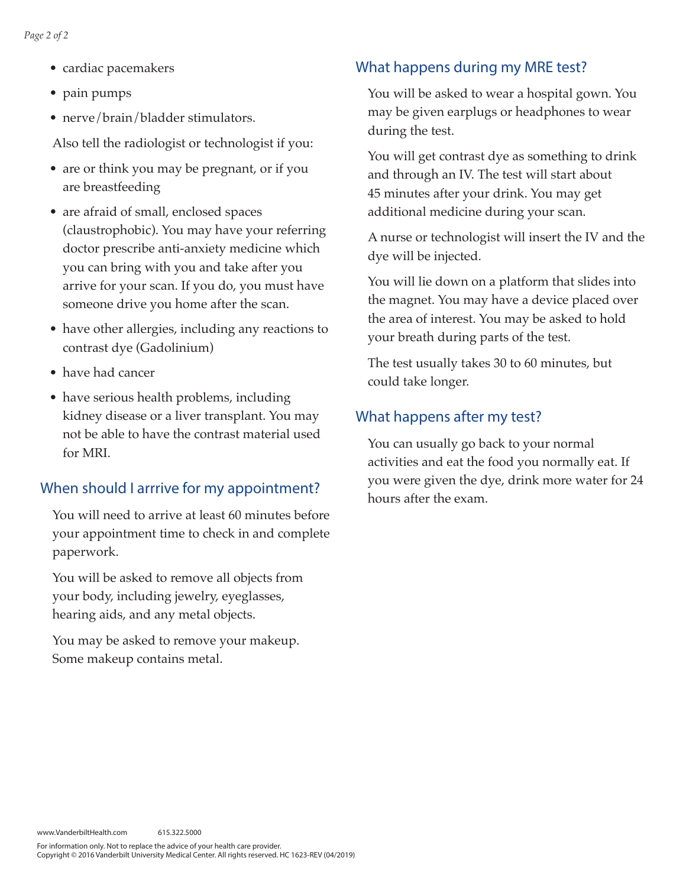- cardiac pacemakers
- pain pumps
- nerve/brain/bladder stimulators.

Also tell the radiologist or technologist if you:

- are or think you may be pregnant, or if you are breastfeeding
- are afraid of small, enclosed spaces (claustrophobic). You may have your referring doctor prescribe anti-anxiety medicine which you can bring with you and take after you arrive for your scan. If you do, you must have someone drive you home after the scan.
- have other allergies, including any reactions to contrast dye (Gadolinium)
- have had cancer
- have serious health problems, including kidney disease or a liver transplant. You may not be able to have the contrast material used for MRI.

## When should I arrrive for my appointment?

You will need to arrive at least 60 minutes before your appointment time to check in and complete paperwork.

You will be asked to remove all objects from your body, including jewelry, eyeglasses, hearing aids, and any metal objects.

You may be asked to remove your makeup. Some makeup contains metal.

## What happens during my MRE test?

You will be asked to wear a hospital gown. You may be given earplugs or headphones to wear during the test.

You will get contrast dye as something to drink and through an IV. The test will start about 45 minutes after your drink. You may get additional medicine during your scan.

A nurse or technologist will insert the IV and the dye will be injected.

You will lie down on a platform that slides into the magnet. You may have a device placed over the area of interest. You may be asked to hold your breath during parts of the test.

The test usually takes 30 to 60 minutes, but could take longer.

## What happens after my test?

You can usually go back to your normal activities and eat the food you normally eat. If you were given the dye, drink more water for 24 hours after the exam.

www.VanderbiltHealth.com 615.322.5000

For information only. Not to replace the advice of your health care provider.
Copyright © 2016 Vanderbilt University Medical Center. All rights reserved. HC 1623-REV (04/2019)